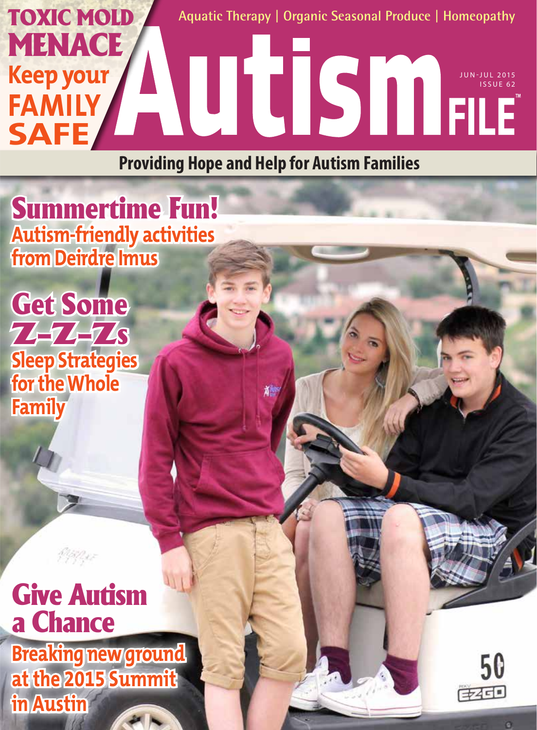# Autism FILE™

Aquatic Therapy | Organic Seasonal Produce | Homeopathy

JUN-JUL 2015
ISSUE 62

**Providing Hope and Help for Autism Families**

## TOXIC MOLD MENACE

**Keep your FAMILY SAFE**

## Summertime Fun!

**Autism-friendly activities from Deirdre Imus**

## Get Some Z-Z-Zs

**Sleep Strategies for the Whole Family**

## Give Autism a Chance

**Breaking new ground at the 2015 Summit in Austin**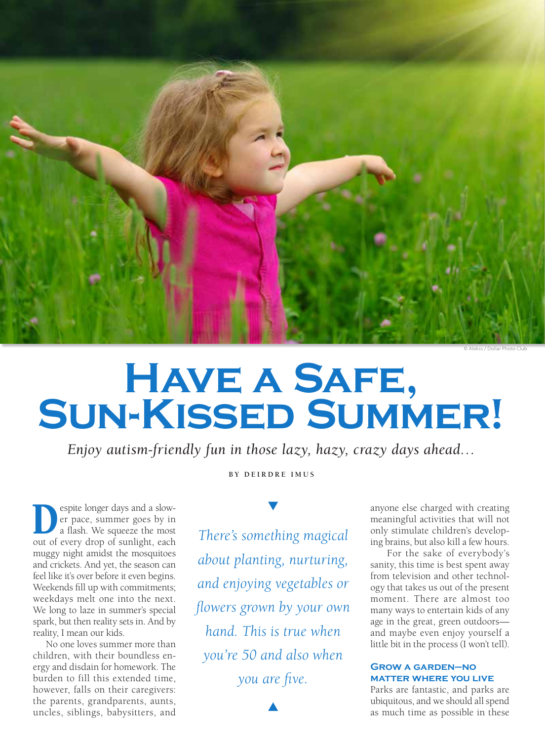# Have a Safe, Sun-Kissed Summer!

*Enjoy autism-friendly fun in those lazy, hazy, crazy days ahead…*

BY DEIRDRE IMUS

Despite longer days and a slower pace, summer goes by in a flash. We squeeze the most out of every drop of sunlight, each muggy night amidst the mosquitoes and crickets. And yet, the season can feel like it's over before it even begins. Weekends fill up with commitments; weekdays melt one into the next. We long to laze in summer's special spark, but then reality sets in. And by reality, I mean our kids.

No one loves summer more than children, with their boundless energy and disdain for homework. The burden to fill this extended time, however, falls on their caregivers: the parents, grandparents, aunts, uncles, siblings, babysitters, and anyone else charged with creating meaningful activities that will not only stimulate children's developing brains, but also kill a few hours.

*There's something magical about planting, nurturing, and enjoying vegetables or flowers grown by your own hand. This is true when you're 50 and also when you are five.*

For the sake of everybody's sanity, this time is best spent away from television and other technology that takes us out of the present moment. There are almost too many ways to entertain kids of any age in the great, green outdoors—and maybe even enjoy yourself a little bit in the process (I won't tell).

### Grow a Garden—No Matter Where You Live

Parks are fantastic, and parks are ubiquitous, and we should all spend as much time as possible in these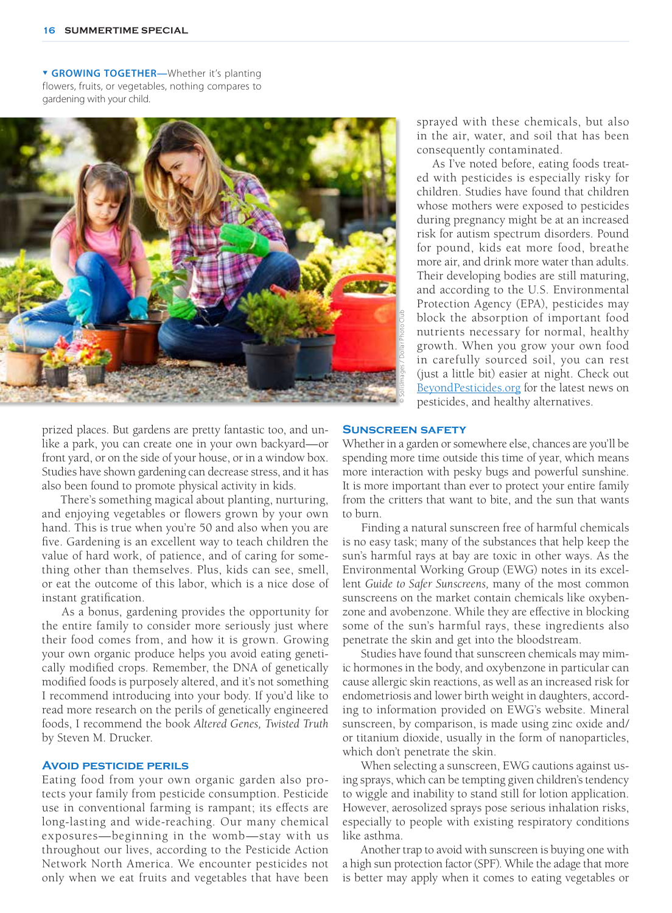**▾ GROWING TOGETHER**—Whether it's planting flowers, fruits, or vegetables, nothing compares to gardening with your child.

© Solisimages / Dollar Photo Club

prized places. But gardens are pretty fantastic too, and unlike a park, you can create one in your own backyard—or front yard, or on the side of your house, or in a window box. Studies have shown gardening can decrease stress, and it has also been found to promote physical activity in kids.

There's something magical about planting, nurturing, and enjoying vegetables or flowers grown by your own hand. This is true when you're 50 and also when you are five. Gardening is an excellent way to teach children the value of hard work, of patience, and of caring for something other than themselves. Plus, kids can see, smell, or eat the outcome of this labor, which is a nice dose of instant gratification.

As a bonus, gardening provides the opportunity for the entire family to consider more seriously just where their food comes from, and how it is grown. Growing your own organic produce helps you avoid eating genetically modified crops. Remember, the DNA of genetically modified foods is purposely altered, and it's not something I recommend introducing into your body. If you'd like to read more research on the perils of genetically engineered foods, I recommend the book *Altered Genes, Twisted Truth* by Steven M. Drucker.

## Avoid Pesticide Perils

Eating food from your own organic garden also protects your family from pesticide consumption. Pesticide use in conventional farming is rampant; its effects are long-lasting and wide-reaching. Our many chemical exposures—beginning in the womb—stay with us throughout our lives, according to the Pesticide Action Network North America. We encounter pesticides not only when we eat fruits and vegetables that have been sprayed with these chemicals, but also in the air, water, and soil that has been consequently contaminated.

As I've noted before, eating foods treated with pesticides is especially risky for children. Studies have found that children whose mothers were exposed to pesticides during pregnancy might be at an increased risk for autism spectrum disorders. Pound for pound, kids eat more food, breathe more air, and drink more water than adults. Their developing bodies are still maturing, and according to the U.S. Environmental Protection Agency (EPA), pesticides may block the absorption of important food nutrients necessary for normal, healthy growth. When you grow your own food in carefully sourced soil, you can rest (just a little bit) easier at night. Check out BeyondPesticides.org for the latest news on pesticides, and healthy alternatives.

## Sunscreen Safety

Whether in a garden or somewhere else, chances are you'll be spending more time outside this time of year, which means more interaction with pesky bugs and powerful sunshine. It is more important than ever to protect your entire family from the critters that want to bite, and the sun that wants to burn.

Finding a natural sunscreen free of harmful chemicals is no easy task; many of the substances that help keep the sun's harmful rays at bay are toxic in other ways. As the Environmental Working Group (EWG) notes in its excellent *Guide to Safer Sunscreens,* many of the most common sunscreens on the market contain chemicals like oxybenzone and avobenzone. While they are effective in blocking some of the sun's harmful rays, these ingredients also penetrate the skin and get into the bloodstream.

Studies have found that sunscreen chemicals may mimic hormones in the body, and oxybenzone in particular can cause allergic skin reactions, as well as an increased risk for endometriosis and lower birth weight in daughters, according to information provided on EWG's website. Mineral sunscreen, by comparison, is made using zinc oxide and/or titanium dioxide, usually in the form of nanoparticles, which don't penetrate the skin.

When selecting a sunscreen, EWG cautions against using sprays, which can be tempting given children's tendency to wiggle and inability to stand still for lotion application. However, aerosolized sprays pose serious inhalation risks, especially to people with existing respiratory conditions like asthma.

Another trap to avoid with sunscreen is buying one with a high sun protection factor (SPF). While the adage that more is better may apply when it comes to eating vegetables or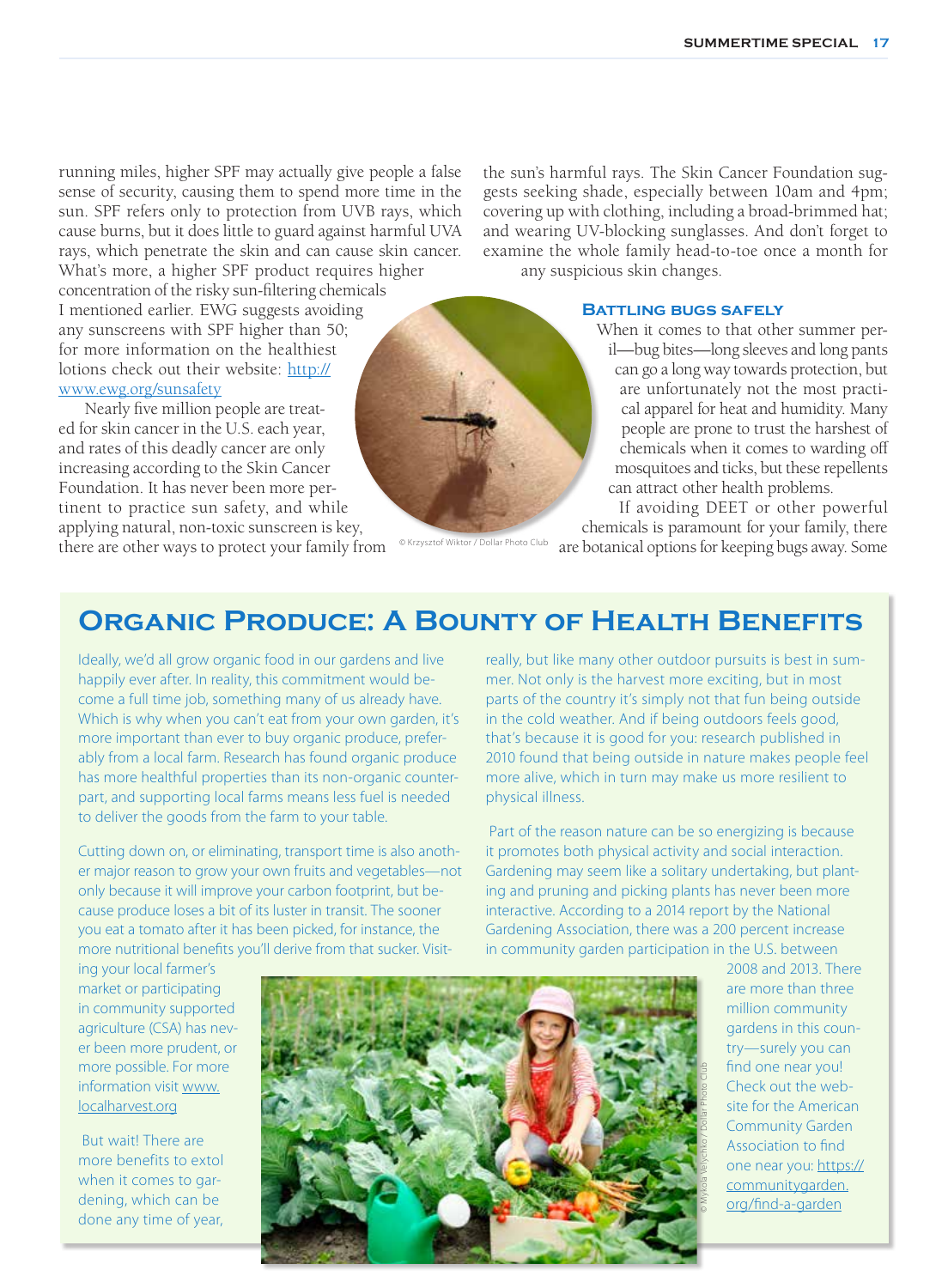running miles, higher SPF may actually give people a false sense of security, causing them to spend more time in the sun. SPF refers only to protection from UVB rays, which cause burns, but it does little to guard against harmful UVA rays, which penetrate the skin and can cause skin cancer. What's more, a higher SPF product requires higher concentration of the risky sun-filtering chemicals I mentioned earlier. EWG suggests avoiding any sunscreens with SPF higher than 50; for more information on the healthiest lotions check out their website: http://www.ewg.org/sunsafety

Nearly five million people are treated for skin cancer in the U.S. each year, and rates of this deadly cancer are only increasing according to the Skin Cancer Foundation. It has never been more pertinent to practice sun safety, and while applying natural, non-toxic sunscreen is key, there are other ways to protect your family from the sun's harmful rays. The Skin Cancer Foundation suggests seeking shade, especially between 10am and 4pm; covering up with clothing, including a broad-brimmed hat; and wearing UV-blocking sunglasses. And don't forget to examine the whole family head-to-toe once a month for any suspicious skin changes.

© Krzysztof Wiktor / Dollar Photo Club

### Battling Bugs Safely

When it comes to that other summer peril—bug bites—long sleeves and long pants can go a long way towards protection, but are unfortunately not the most practical apparel for heat and humidity. Many people are prone to trust the harshest of chemicals when it comes to warding off mosquitoes and ticks, but these repellents can attract other health problems.

If avoiding DEET or other powerful chemicals is paramount for your family, there are botanical options for keeping bugs away. Some

## Organic Produce: A Bounty of Health Benefits

Ideally, we'd all grow organic food in our gardens and live happily ever after. In reality, this commitment would become a full time job, something many of us already have. Which is why when you can't eat from your own garden, it's more important than ever to buy organic produce, preferably from a local farm. Research has found organic produce has more healthful properties than its non-organic counterpart, and supporting local farms means less fuel is needed to deliver the goods from the farm to your table.

Cutting down on, or eliminating, transport time is also another major reason to grow your own fruits and vegetables—not only because it will improve your carbon footprint, but because produce loses a bit of its luster in transit. The sooner you eat a tomato after it has been picked, for instance, the more nutritional benefits you'll derive from that sucker. Visiting your local farmer's market or participating in community supported agriculture (CSA) has never been more prudent, or more possible. For more information visit www.localharvest.org

But wait! There are more benefits to extol when it comes to gardening, which can be done any time of year, really, but like many other outdoor pursuits is best in summer. Not only is the harvest more exciting, but in most parts of the country it's simply not that fun being outside in the cold weather. And if being outdoors feels good, that's because it is good for you: research published in 2010 found that being outside in nature makes people feel more alive, which in turn may make us more resilient to physical illness.

Part of the reason nature can be so energizing is because it promotes both physical activity and social interaction. Gardening may seem like a solitary undertaking, but planting and pruning and picking plants has never been more interactive. According to a 2014 report by the National Gardening Association, there was a 200 percent increase in community garden participation in the U.S. between 2008 and 2013. There are more than three million community gardens in this country—surely you can find one near you! Check out the website for the American Community Garden Association to find one near you: https://communitygarden.org/find-a-garden

© Mykola Velychko / Dollar Photo Club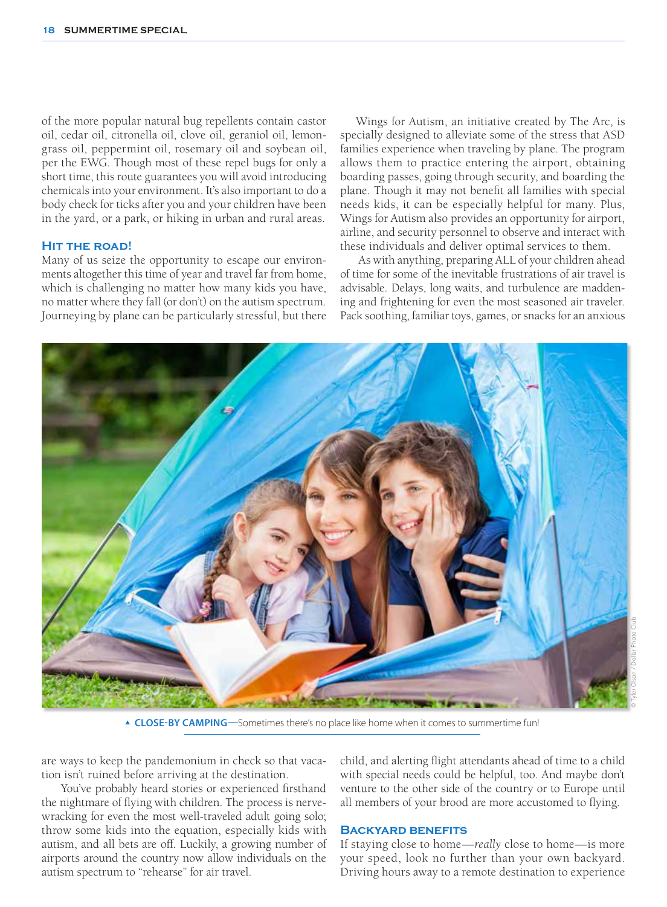of the more popular natural bug repellents contain castor oil, cedar oil, citronella oil, clove oil, geraniol oil, lemongrass oil, peppermint oil, rosemary oil and soybean oil, per the EWG. Though most of these repel bugs for only a short time, this route guarantees you will avoid introducing chemicals into your environment. It's also important to do a body check for ticks after you and your children have been in the yard, or a park, or hiking in urban and rural areas.

### Hit the Road!

Many of us seize the opportunity to escape our environments altogether this time of year and travel far from home, which is challenging no matter how many kids you have, no matter where they fall (or don't) on the autism spectrum. Journeying by plane can be particularly stressful, but there are ways to keep the pandemonium in check so that vacation isn't ruined before arriving at the destination.

You've probably heard stories or experienced firsthand the nightmare of flying with children. The process is nerve-wracking for even the most well-traveled adult going solo; throw some kids into the equation, especially kids with autism, and all bets are off. Luckily, a growing number of airports around the country now allow individuals on the autism spectrum to "rehearse" for air travel.

Wings for Autism, an initiative created by The Arc, is specially designed to alleviate some of the stress that ASD families experience when traveling by plane. The program allows them to practice entering the airport, obtaining boarding passes, going through security, and boarding the plane. Though it may not benefit all families with special needs kids, it can be especially helpful for many. Plus, Wings for Autism also provides an opportunity for airport, airline, and security personnel to observe and interact with these individuals and deliver optimal services to them.

As with anything, preparing ALL of your children ahead of time for some of the inevitable frustrations of air travel is advisable. Delays, long waits, and turbulence are maddening and frightening for even the most seasoned air traveler. Pack soothing, familiar toys, games, or snacks for an anxious child, and alerting flight attendants ahead of time to a child with special needs could be helpful, too. And maybe don't venture to the other side of the country or to Europe until all members of your brood are more accustomed to flying.

▲ **CLOSE-BY CAMPING**—Sometimes there's no place like home when it comes to summertime fun!

© Tyler Olson / Dollar Photo Club

### Backyard Benefits

If staying close to home—*really* close to home—is more your speed, look no further than your own backyard. Driving hours away to a remote destination to experience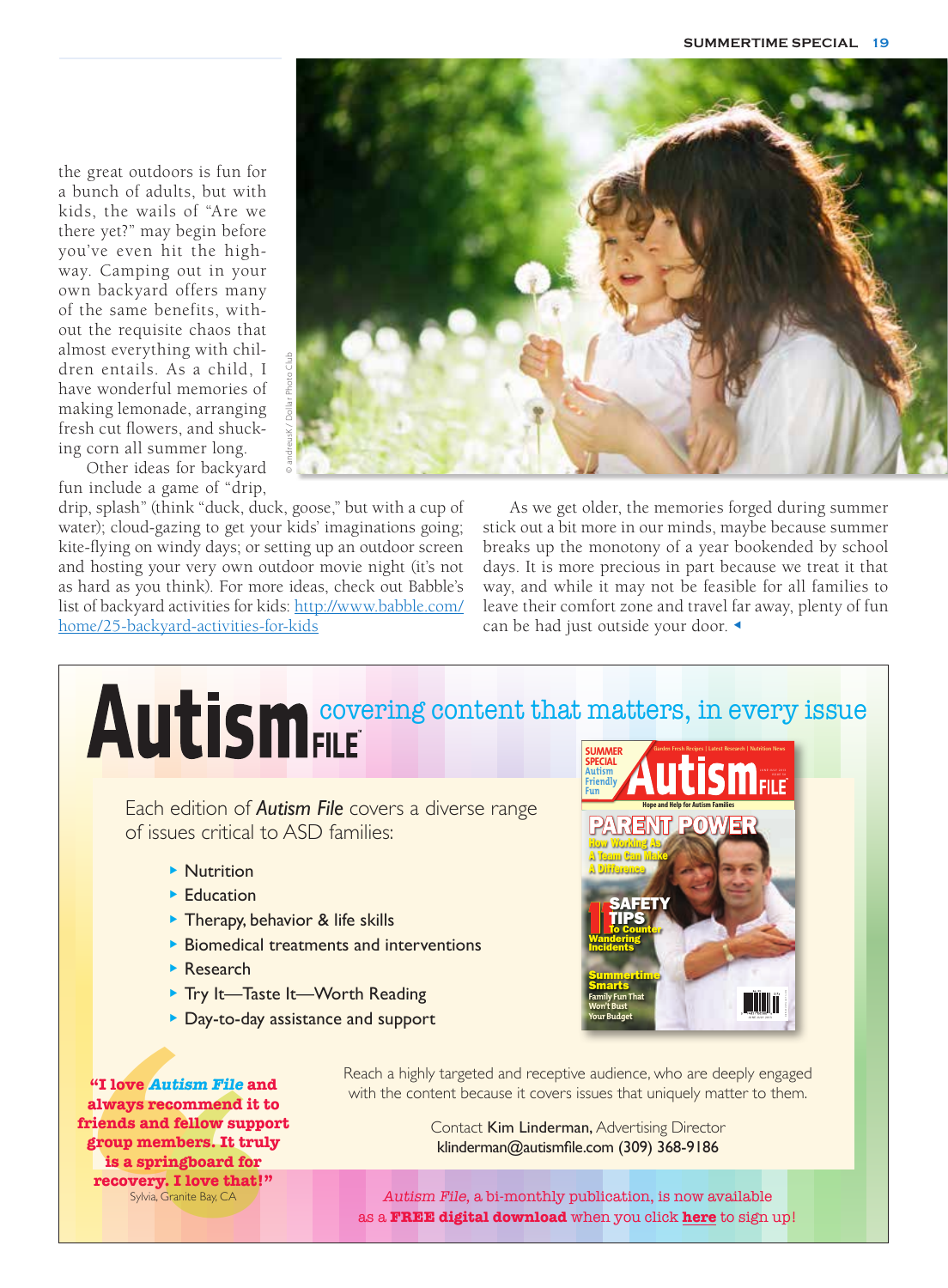the great outdoors is fun for a bunch of adults, but with kids, the wails of "Are we there yet?" may begin before you've even hit the highway. Camping out in your own backyard offers many of the same benefits, without the requisite chaos that almost everything with children entails. As a child, I have wonderful memories of making lemonade, arranging fresh cut flowers, and shucking corn all summer long.

© andreusK / Dollar Photo Club

Other ideas for backyard fun include a game of "drip, drip, splash" (think "duck, duck, goose," but with a cup of water); cloud-gazing to get your kids' imaginations going; kite-flying on windy days; or setting up an outdoor screen and hosting your very own outdoor movie night (it's not as hard as you think). For more ideas, check out Babble's list of backyard activities for kids: http://www.babble.com/home/25-backyard-activities-for-kids

As we get older, the memories forged during summer stick out a bit more in our minds, maybe because summer breaks up the monotony of a year bookended by school days. It is more precious in part because we treat it that way, and while it may not be feasible for all families to leave their comfort zone and travel far away, plenty of fun can be had just outside your door. ◂

# Autism FILE covering content that matters, in every issue

Each edition of ***Autism File*** covers a diverse range of issues critical to ASD families:

- Nutrition
- Education
- Therapy, behavior & life skills
- Biomedical treatments and interventions
- Research
- Try It—Taste It—Worth Reading
- Day-to-day assistance and support

**"I love *Autism File* and always recommend it to friends and fellow support group members. It truly is a springboard for recovery. I love that!"**
Sylvia, Granite Bay, CA

Reach a highly targeted and receptive audience, who are deeply engaged with the content because it covers issues that uniquely matter to them.

Contact Kim Linderman, Advertising Director
klinderman@autismfile.com (309) 368-9186

*Autism File*, a bi-monthly publication, is now available as a **FREE digital download** when you click **here** to sign up!